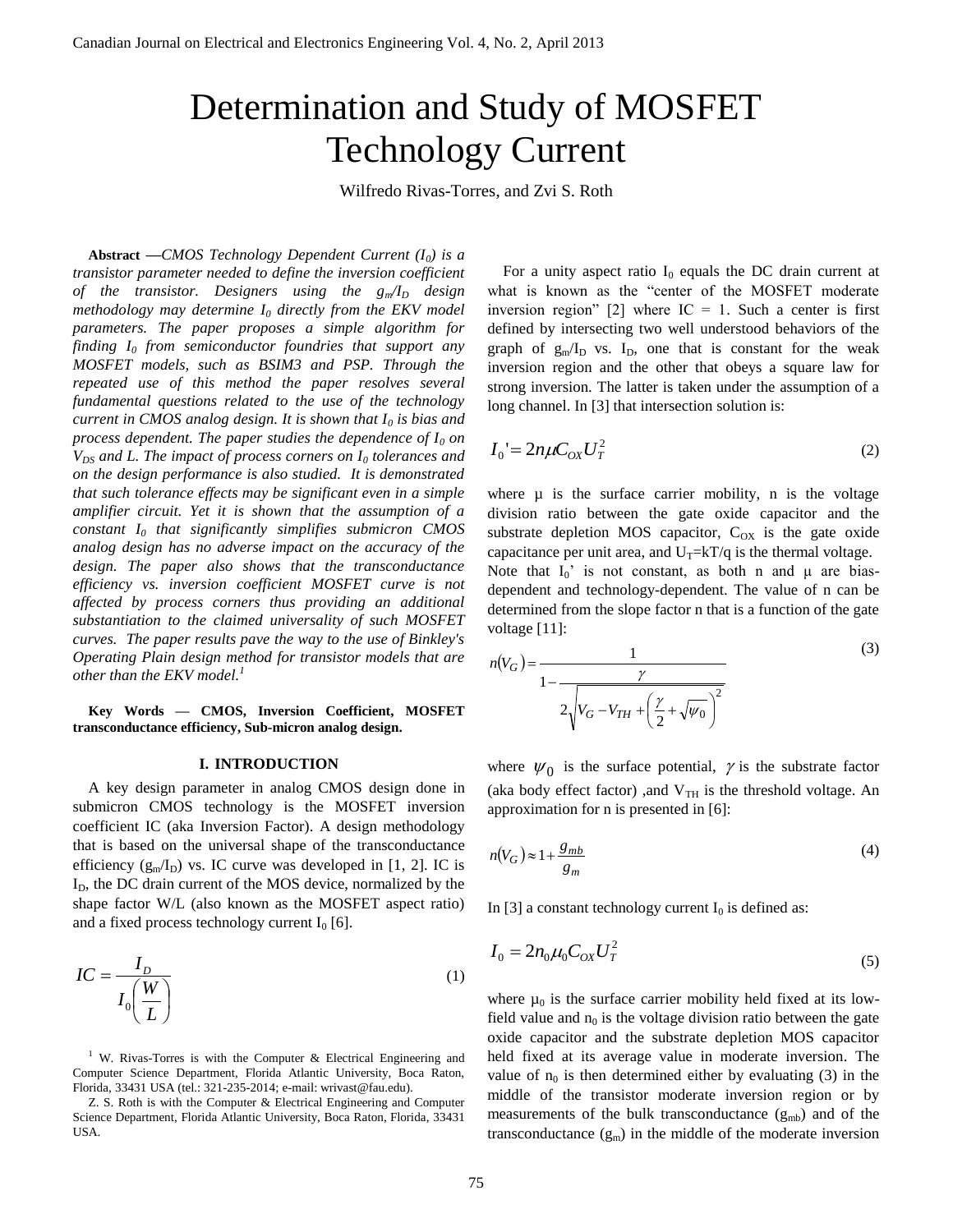# Determination and Study of MOSFET Technology Current

Wilfredo Rivas-Torres, and Zvi S. Roth

**Abstract** —*CMOS Technology Dependent Current ($I_0$) is a transistor parameter needed to define the inversion coefficient of the transistor. Designers using the $g_m/I_D$ design methodology may determine $I_0$ directly from the EKV model parameters. The paper proposes a simple algorithm for finding $I_0$ from semiconductor foundries that support any MOSFET models, such as BSIM3 and PSP. Through the repeated use of this method the paper resolves several fundamental questions related to the use of the technology current in CMOS analog design. It is shown that $I_0$ is bias and process dependent. The paper studies the dependence of $I_0$ on $V_{DS}$ and L. The impact of process corners on $I_0$ tolerances and on the design performance is also studied. It is demonstrated that such tolerance effects may be significant even in a simple amplifier circuit. Yet it is shown that the assumption of a constant $I_0$ that significantly simplifies submicron CMOS analog design has no adverse impact on the accuracy of the design. The paper also shows that the transconductance efficiency vs. inversion coefficient MOSFET curve is not affected by process corners thus providing an additional substantiation to the claimed universality of such MOSFET curves. The paper results pave the way to the use of Binkley's Operating Plain design method for transistor models that are other than the EKV model.*[1]

**Key Words — CMOS, Inversion Coefficient, MOSFET transconductance efficiency, Sub-micron analog design.**

## I. INTRODUCTION

A key design parameter in analog CMOS design done in submicron CMOS technology is the MOSFET inversion coefficient IC (aka Inversion Factor). A design methodology that is based on the universal shape of the transconductance efficiency ($g_m/I_D$) vs. IC curve was developed in [1, 2]. IC is $I_D$, the DC drain current of the MOS device, normalized by the shape factor W/L (also known as the MOSFET aspect ratio) and a fixed process technology current $I_0$ [6].

$$IC = \frac{I_D}{I_0\left(\frac{W}{L}\right)} \tag{1}$$

For a unity aspect ratio $I_0$ equals the DC drain current at what is known as the "center of the MOSFET moderate inversion region" [2] where IC = 1. Such a center is first defined by intersecting two well understood behaviors of the graph of $g_m/I_D$ vs. $I_D$, one that is constant for the weak inversion region and the other that obeys a square law for strong inversion. The latter is taken under the assumption of a long channel. In [3] that intersection solution is:

$$I_0' = 2n\mu C_{OX} U_T^2 \tag{2}$$

where μ is the surface carrier mobility, n is the voltage division ratio between the gate oxide capacitor and the substrate depletion MOS capacitor, $C_{OX}$ is the gate oxide capacitance per unit area, and $U_T$=kT/q is the thermal voltage.

Note that $I_0$' is not constant, as both n and μ are bias-dependent and technology-dependent. The value of n can be determined from the slope factor n that is a function of the gate voltage [11]:

$$n(V_G) = \frac{1}{1 - \frac{\gamma}{2\sqrt{V_G - V_{TH} + \left(\frac{\gamma}{2} + \sqrt{\psi_0}\right)^2}}} \tag{3}$$

where $\psi_0$ is the surface potential, $\gamma$ is the substrate factor (aka body effect factor) ,and $V_{TH}$ is the threshold voltage. An approximation for n is presented in [6]:

$$n(V_G) \approx 1 + \frac{g_{mb}}{g_m} \tag{4}$$

In [3] a constant technology current $I_0$ is defined as:

$$I_0 = 2n_0\mu_0 C_{OX} U_T^2 \tag{5}$$

where $\mu_0$ is the surface carrier mobility held fixed at its low-field value and $n_0$ is the voltage division ratio between the gate oxide capacitor and the substrate depletion MOS capacitor held fixed at its average value in moderate inversion. The value of $n_0$ is then determined either by evaluating (3) in the middle of the transistor moderate inversion region or by measurements of the bulk transconductance ($g_{mb}$) and of the transconductance ($g_m$) in the middle of the moderate inversion

[1] W. Rivas-Torres is with the Computer & Electrical Engineering and Computer Science Department, Florida Atlantic University, Boca Raton, Florida, 33431 USA (tel.: 321-235-2014; e-mail: wrivast@fau.edu).

Z. S. Roth is with the Computer & Electrical Engineering and Computer Science Department, Florida Atlantic University, Boca Raton, Florida, 33431 USA.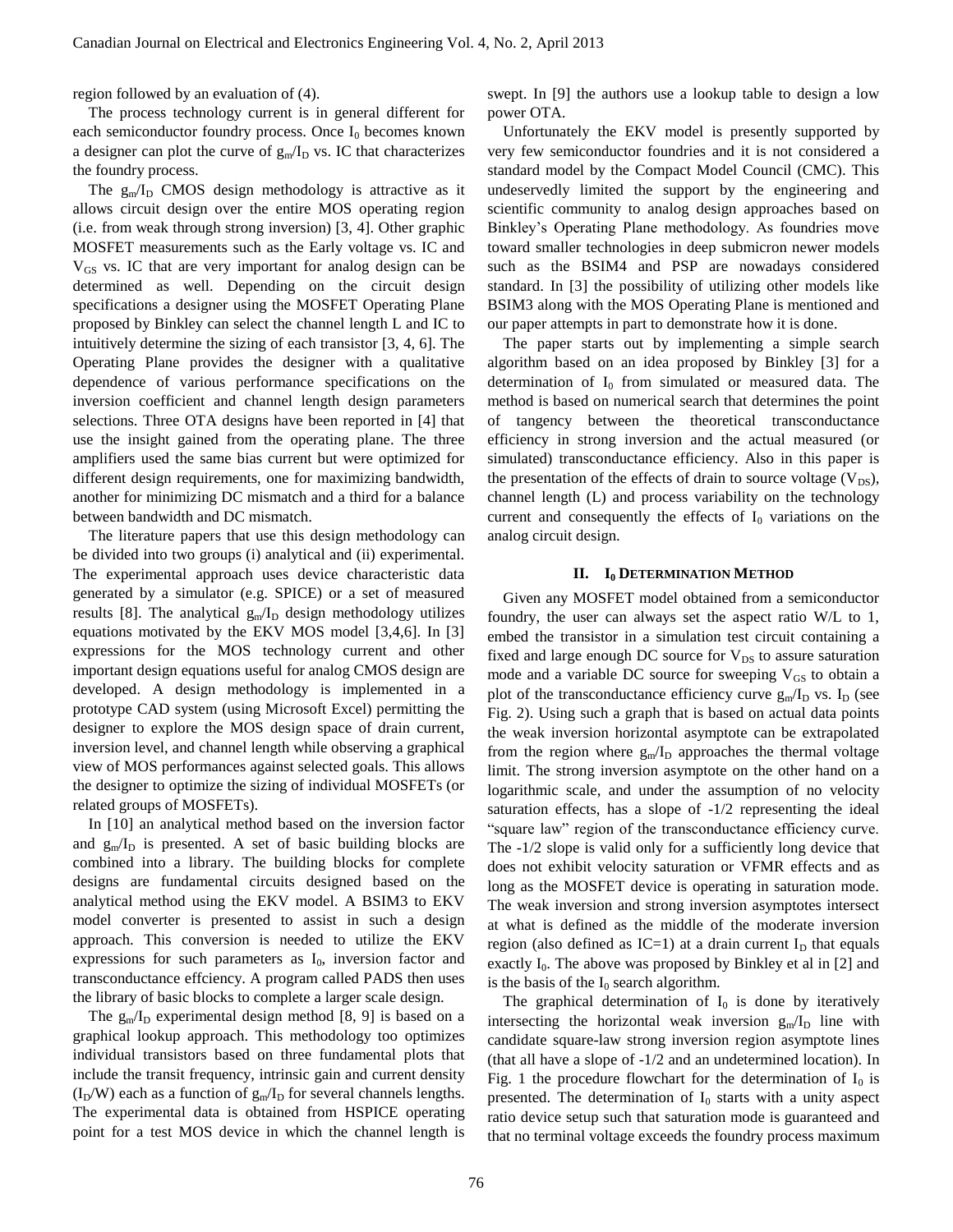region followed by an evaluation of (4).

The process technology current is in general different for each semiconductor foundry process. Once $I_0$ becomes known a designer can plot the curve of $g_m/I_D$ vs. IC that characterizes the foundry process.

The $g_m/I_D$ CMOS design methodology is attractive as it allows circuit design over the entire MOS operating region (i.e. from weak through strong inversion) [3, 4]. Other graphic MOSFET measurements such as the Early voltage vs. IC and $V_{GS}$ vs. IC that are very important for analog design can be determined as well. Depending on the circuit design specifications a designer using the MOSFET Operating Plane proposed by Binkley can select the channel length L and IC to intuitively determine the sizing of each transistor [3, 4, 6]. The Operating Plane provides the designer with a qualitative dependence of various performance specifications on the inversion coefficient and channel length design parameters selections. Three OTA designs have been reported in [4] that use the insight gained from the operating plane. The three amplifiers used the same bias current but were optimized for different design requirements, one for maximizing bandwidth, another for minimizing DC mismatch and a third for a balance between bandwidth and DC mismatch.

The literature papers that use this design methodology can be divided into two groups (i) analytical and (ii) experimental. The experimental approach uses device characteristic data generated by a simulator (e.g. SPICE) or a set of measured results [8]. The analytical $g_m/I_D$ design methodology utilizes equations motivated by the EKV MOS model [3,4,6]. In [3] expressions for the MOS technology current and other important design equations useful for analog CMOS design are developed. A design methodology is implemented in a prototype CAD system (using Microsoft Excel) permitting the designer to explore the MOS design space of drain current, inversion level, and channel length while observing a graphical view of MOS performances against selected goals. This allows the designer to optimize the sizing of individual MOSFETs (or related groups of MOSFETs).

In [10] an analytical method based on the inversion factor and $g_m/I_D$ is presented. A set of basic building blocks are combined into a library. The building blocks for complete designs are fundamental circuits designed based on the analytical method using the EKV model. A BSIM3 to EKV model converter is presented to assist in such a design approach. This conversion is needed to utilize the EKV expressions for such parameters as $I_0$, inversion factor and transconductance effciency. A program called PADS then uses the library of basic blocks to complete a larger scale design.

The $g_m/I_D$ experimental design method [8, 9] is based on a graphical lookup approach. This methodology too optimizes individual transistors based on three fundamental plots that include the transit frequency, intrinsic gain and current density ($I_D/W$) each as a function of $g_m/I_D$ for several channels lengths. The experimental data is obtained from HSPICE operating point for a test MOS device in which the channel length is swept. In [9] the authors use a lookup table to design a low power OTA.

Unfortunately the EKV model is presently supported by very few semiconductor foundries and it is not considered a standard model by the Compact Model Council (CMC). This undeservedly limited the support by the engineering and scientific community to analog design approaches based on Binkley's Operating Plane methodology. As foundries move toward smaller technologies in deep submicron newer models such as the BSIM4 and PSP are nowadays considered standard. In [3] the possibility of utilizing other models like BSIM3 along with the MOS Operating Plane is mentioned and our paper attempts in part to demonstrate how it is done.

The paper starts out by implementing a simple search algorithm based on an idea proposed by Binkley [3] for a determination of $I_0$ from simulated or measured data. The method is based on numerical search that determines the point of tangency between the theoretical transconductance efficiency in strong inversion and the actual measured (or simulated) transconductance efficiency. Also in this paper is the presentation of the effects of drain to source voltage ($V_{DS}$), channel length (L) and process variability on the technology current and consequently the effects of $I_0$ variations on the analog circuit design.

## II. $I_0$ Determination Method

Given any MOSFET model obtained from a semiconductor foundry, the user can always set the aspect ratio W/L to 1, embed the transistor in a simulation test circuit containing a fixed and large enough DC source for $V_{DS}$ to assure saturation mode and a variable DC source for sweeping $V_{GS}$ to obtain a plot of the transconductance efficiency curve $g_m/I_D$ vs. $I_D$ (see Fig. 2). Using such a graph that is based on actual data points the weak inversion horizontal asymptote can be extrapolated from the region where $g_m/I_D$ approaches the thermal voltage limit. The strong inversion asymptote on the other hand on a logarithmic scale, and under the assumption of no velocity saturation effects, has a slope of -1/2 representing the ideal "square law" region of the transconductance efficiency curve. The -1/2 slope is valid only for a sufficiently long device that does not exhibit velocity saturation or VFMR effects and as long as the MOSFET device is operating in saturation mode. The weak inversion and strong inversion asymptotes intersect at what is defined as the middle of the moderate inversion region (also defined as IC=1) at a drain current $I_D$ that equals exactly $I_0$. The above was proposed by Binkley et al in [2] and is the basis of the $I_0$ search algorithm.

The graphical determination of $I_0$ is done by iteratively intersecting the horizontal weak inversion $g_m/I_D$ line with candidate square-law strong inversion region asymptote lines (that all have a slope of -1/2 and an undetermined location). In Fig. 1 the procedure flowchart for the determination of $I_0$ is presented. The determination of $I_0$ starts with a unity aspect ratio device setup such that saturation mode is guaranteed and that no terminal voltage exceeds the foundry process maximum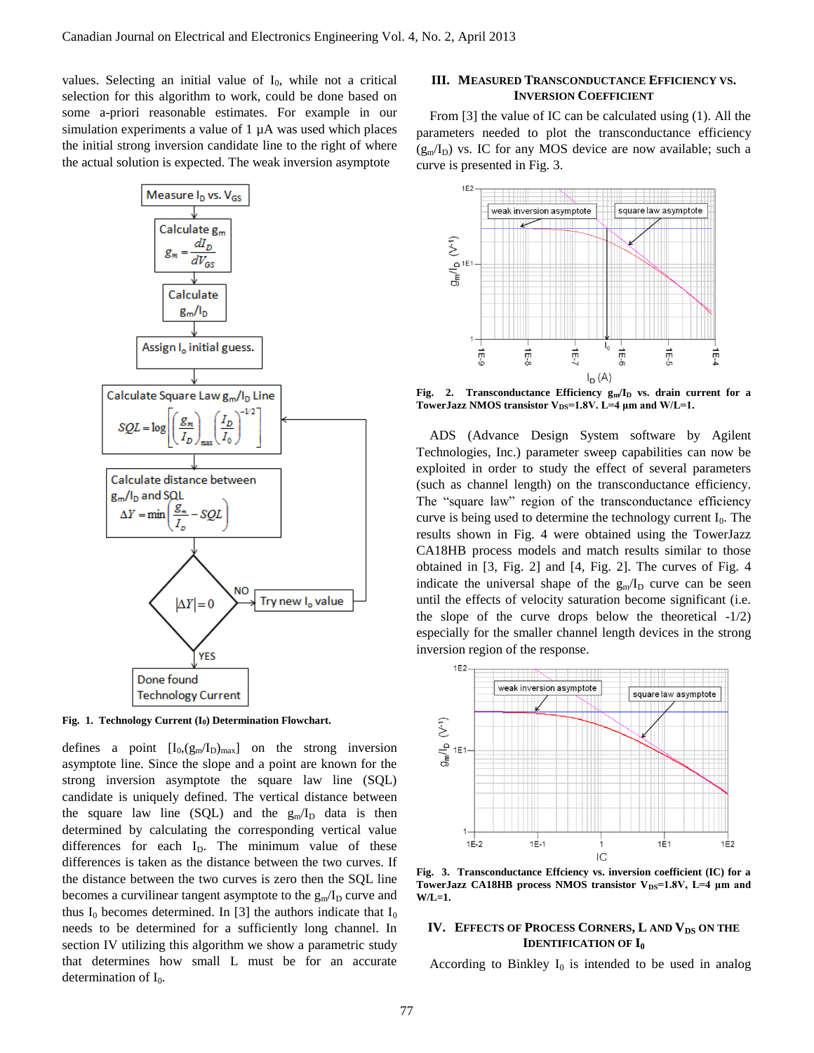values. Selecting an initial value of $I_0$, while not a critical selection for this algorithm to work, could be done based on some a-priori reasonable estimates. For example in our simulation experiments a value of 1 µA was used which places the initial strong inversion candidate line to the right of where the actual solution is expected. The weak inversion asymptote

Fig. 1. Technology Current ($I_0$) Determination Flowchart.

defines a point $[I_0,(g_m/I_D)_{max}]$ on the strong inversion asymptote line. Since the slope and a point are known for the strong inversion asymptote the square law line (SQL) candidate is uniquely defined. The vertical distance between the square law line (SQL) and the $g_m/I_D$ data is then determined by calculating the corresponding vertical value differences for each $I_D$. The minimum value of these differences is taken as the distance between the two curves. If the distance between the two curves is zero then the SQL line becomes a curvilinear tangent asymptote to the $g_m/I_D$ curve and thus $I_0$ becomes determined. In [3] the authors indicate that $I_0$ needs to be determined for a sufficiently long channel. In section IV utilizing this algorithm we show a parametric study that determines how small L must be for an accurate determination of $I_0$.

## III. Measured Transconductance Efficiency vs. Inversion Coefficient

From [3] the value of IC can be calculated using (1). All the parameters needed to plot the transconductance efficiency ($g_m/I_D$) vs. IC for any MOS device are now available; such a curve is presented in Fig. 3.

Fig. 2. Transconductance Efficiency $g_m/I_D$ vs. drain current for a TowerJazz NMOS transistor $V_{DS}$=1.8V. L=4 µm and W/L=1.

ADS (Advance Design System software by Agilent Technologies, Inc.) parameter sweep capabilities can now be exploited in order to study the effect of several parameters (such as channel length) on the transconductance efficiency. The "square law" region of the transconductance efficiency curve is being used to determine the technology current $I_0$. The results shown in Fig. 4 were obtained using the TowerJazz CA18HB process models and match results similar to those obtained in [3, Fig. 2] and [4, Fig. 2]. The curves of Fig. 4 indicate the universal shape of the $g_m/I_D$ curve can be seen until the effects of velocity saturation become significant (i.e. the slope of the curve drops below the theoretical -1/2) especially for the smaller channel length devices in the strong inversion region of the response.

Fig. 3. Transconductance Effciency vs. inversion coefficient (IC) for a TowerJazz CA18HB process NMOS transistor $V_{DS}$=1.8V, L=4 µm and W/L=1.

## IV. Effects of Process Corners, L and $V_{DS}$ on the Identification of $I_0$

According to Binkley $I_0$ is intended to be used in analog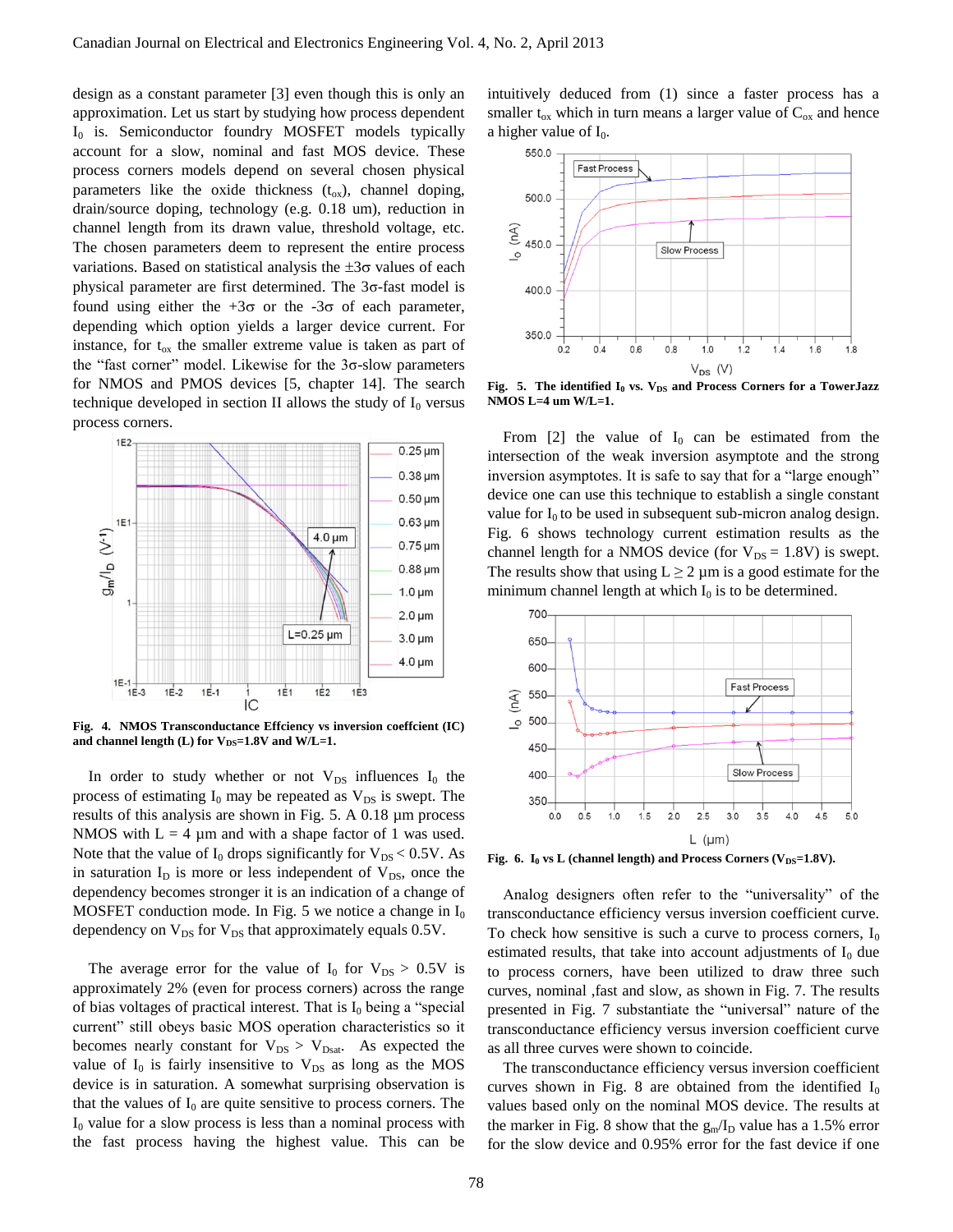design as a constant parameter [3] even though this is only an approximation. Let us start by studying how process dependent $I_0$ is. Semiconductor foundry MOSFET models typically account for a slow, nominal and fast MOS device. These process corners models depend on several chosen physical parameters like the oxide thickness ($t_{ox}$), channel doping, drain/source doping, technology (e.g. 0.18 um), reduction in channel length from its drawn value, threshold voltage, etc. The chosen parameters deem to represent the entire process variations. Based on statistical analysis the $\pm 3\sigma$ values of each physical parameter are first determined. The $3\sigma$-fast model is found using either the $+3\sigma$ or the $-3\sigma$ of each parameter, depending which option yields a larger device current. For instance, for $t_{ox}$ the smaller extreme value is taken as part of the "fast corner" model. Likewise for the $3\sigma$-slow parameters for NMOS and PMOS devices [5, chapter 14]. The search technique developed in section II allows the study of $I_0$ versus process corners.

**Fig. 4. NMOS Transconductance Effciency vs inversion coeffcient (IC) and channel length (L) for $V_{DS}$=1.8V and W/L=1.**

In order to study whether or not $V_{DS}$ influences $I_0$ the process of estimating $I_0$ may be repeated as $V_{DS}$ is swept. The results of this analysis are shown in Fig. 5. A 0.18 µm process NMOS with L = 4 µm and with a shape factor of 1 was used. Note that the value of $I_0$ drops significantly for $V_{DS} < 0.5$V. As in saturation $I_D$ is more or less independent of $V_{DS}$, once the dependency becomes stronger it is an indication of a change of MOSFET conduction mode. In Fig. 5 we notice a change in $I_0$ dependency on $V_{DS}$ for $V_{DS}$ that approximately equals 0.5V.

The average error for the value of $I_0$ for $V_{DS} > 0.5$V is approximately 2% (even for process corners) across the range of bias voltages of practical interest. That is $I_0$ being a "special current" still obeys basic MOS operation characteristics so it becomes nearly constant for $V_{DS} > V_{Dsat}$. As expected the value of $I_0$ is fairly insensitive to $V_{DS}$ as long as the MOS device is in saturation. A somewhat surprising observation is that the values of $I_0$ are quite sensitive to process corners. The $I_0$ value for a slow process is less than a nominal process with the fast process having the highest value. This can be intuitively deduced from (1) since a faster process has a smaller $t_{ox}$ which in turn means a larger value of $C_{ox}$ and hence a higher value of $I_0$.

**Fig. 5. The identified $I_0$ vs. $V_{DS}$ and Process Corners for a TowerJazz NMOS L=4 um W/L=1.**

From [2] the value of $I_0$ can be estimated from the intersection of the weak inversion asymptote and the strong inversion asymptotes. It is safe to say that for a "large enough" device one can use this technique to establish a single constant value for $I_0$ to be used in subsequent sub-micron analog design. Fig. 6 shows technology current estimation results as the channel length for a NMOS device (for $V_{DS}$ = 1.8V) is swept. The results show that using L ≥ 2 µm is a good estimate for the minimum channel length at which $I_0$ is to be determined.

**Fig. 6. $I_0$ vs L (channel length) and Process Corners ($V_{DS}$=1.8V).**

Analog designers often refer to the "universality" of the transconductance efficiency versus inversion coefficient curve. To check how sensitive is such a curve to process corners, $I_0$ estimated results, that take into account adjustments of $I_0$ due to process corners, have been utilized to draw three such curves, nominal ,fast and slow, as shown in Fig. 7. The results presented in Fig. 7 substantiate the "universal" nature of the transconductance efficiency versus inversion coefficient curve as all three curves were shown to coincide.

The transconductance efficiency versus inversion coefficient curves shown in Fig. 8 are obtained from the identified $I_0$ values based only on the nominal MOS device. The results at the marker in Fig. 8 show that the $g_m/I_D$ value has a 1.5% error for the slow device and 0.95% error for the fast device if one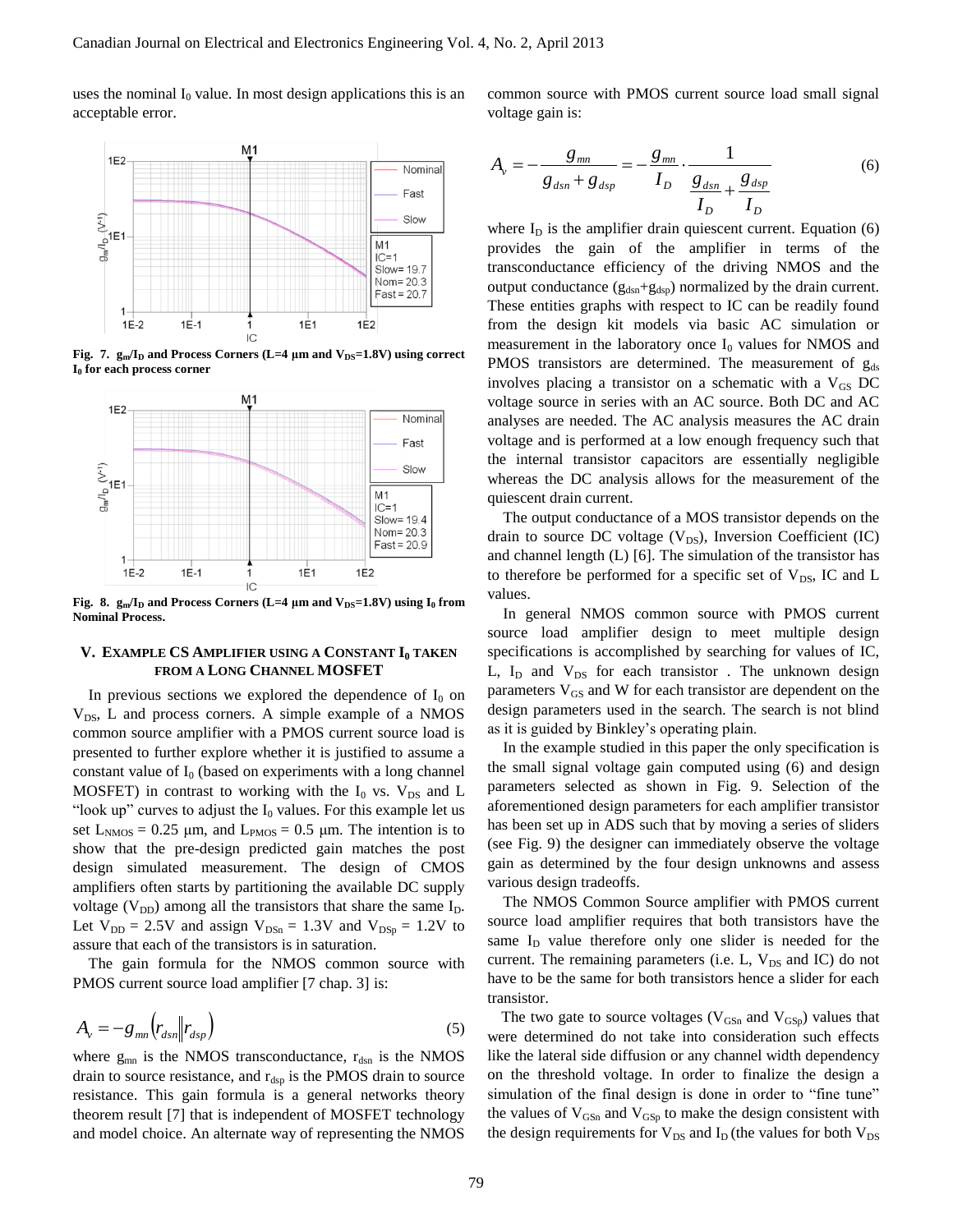uses the nominal $I_0$ value. In most design applications this is an acceptable error.

Fig. 7. $g_m/I_D$ and Process Corners (L=4 µm and $V_{DS}$=1.8V) using correct $I_0$ for each process corner

Fig. 8. $g_m/I_D$ and Process Corners (L=4 µm and $V_{DS}$=1.8V) using $I_0$ from Nominal Process.

## V. Example CS Amplifier using a Constant $I_0$ taken from a Long Channel MOSFET

In previous sections we explored the dependence of $I_0$ on $V_{DS}$, L and process corners. A simple example of a NMOS common source amplifier with a PMOS current source load is presented to further explore whether it is justified to assume a constant value of $I_0$ (based on experiments with a long channel MOSFET) in contrast to working with the $I_0$ vs. $V_{DS}$ and L "look up" curves to adjust the $I_0$ values. For this example let us set $L_{NMOS}$ = 0.25 µm, and $L_{PMOS}$ = 0.5 µm. The intention is to show that the pre-design predicted gain matches the post design simulated measurement. The design of CMOS amplifiers often starts by partitioning the available DC supply voltage ($V_{DD}$) among all the transistors that share the same $I_D$. Let $V_{DD}$ = 2.5V and assign $V_{DSn}$ = 1.3V and $V_{DSp}$ = 1.2V to assure that each of the transistors is in saturation.

The gain formula for the NMOS common source with PMOS current source load amplifier [7 chap. 3] is:

$$A_v = -g_{mn}\left(r_{dsn} \| r_{dsp}\right) \tag{5}$$

where $g_{mn}$ is the NMOS transconductance, $r_{dsn}$ is the NMOS drain to source resistance, and $r_{dsp}$ is the PMOS drain to source resistance. This gain formula is a general networks theory theorem result [7] that is independent of MOSFET technology and model choice. An alternate way of representing the NMOS common source with PMOS current source load small signal voltage gain is:

$$A_v = -\frac{g_{mn}}{g_{dsn} + g_{dsp}} = -\frac{g_{mn}}{I_D} \cdot \frac{1}{\dfrac{g_{dsn}}{I_D} + \dfrac{g_{dsp}}{I_D}} \tag{6}$$

where $I_D$ is the amplifier drain quiescent current. Equation (6) provides the gain of the amplifier in terms of the transconductance efficiency of the driving NMOS and the output conductance ($g_{dsn}+g_{dsp}$) normalized by the drain current. These entities graphs with respect to IC can be readily found from the design kit models via basic AC simulation or measurement in the laboratory once $I_0$ values for NMOS and PMOS transistors are determined. The measurement of $g_{ds}$ involves placing a transistor on a schematic with a $V_{GS}$ DC voltage source in series with an AC source. Both DC and AC analyses are needed. The AC analysis measures the AC drain voltage and is performed at a low enough frequency such that the internal transistor capacitors are essentially negligible whereas the DC analysis allows for the measurement of the quiescent drain current.

The output conductance of a MOS transistor depends on the drain to source DC voltage ($V_{DS}$), Inversion Coefficient (IC) and channel length (L) [6]. The simulation of the transistor has to therefore be performed for a specific set of $V_{DS}$, IC and L values.

In general NMOS common source with PMOS current source load amplifier design to meet multiple design specifications is accomplished by searching for values of IC, L, $I_D$ and $V_{DS}$ for each transistor . The unknown design parameters $V_{GS}$ and W for each transistor are dependent on the design parameters used in the search. The search is not blind as it is guided by Binkley's operating plain.

In the example studied in this paper the only specification is the small signal voltage gain computed using (6) and design parameters selected as shown in Fig. 9. Selection of the aforementioned design parameters for each amplifier transistor has been set up in ADS such that by moving a series of sliders (see Fig. 9) the designer can immediately observe the voltage gain as determined by the four design unknowns and assess various design tradeoffs.

The NMOS Common Source amplifier with PMOS current source load amplifier requires that both transistors have the same $I_D$ value therefore only one slider is needed for the current. The remaining parameters (i.e. L, $V_{DS}$ and IC) do not have to be the same for both transistors hence a slider for each transistor.

The two gate to source voltages ($V_{GSn}$ and $V_{GSp}$) values that were determined do not take into consideration such effects like the lateral side diffusion or any channel width dependency on the threshold voltage. In order to finalize the design a simulation of the final design is done in order to "fine tune" the values of $V_{GSn}$ and $V_{GSp}$ to make the design consistent with the design requirements for $V_{DS}$ and $I_D$ (the values for both $V_{DS}$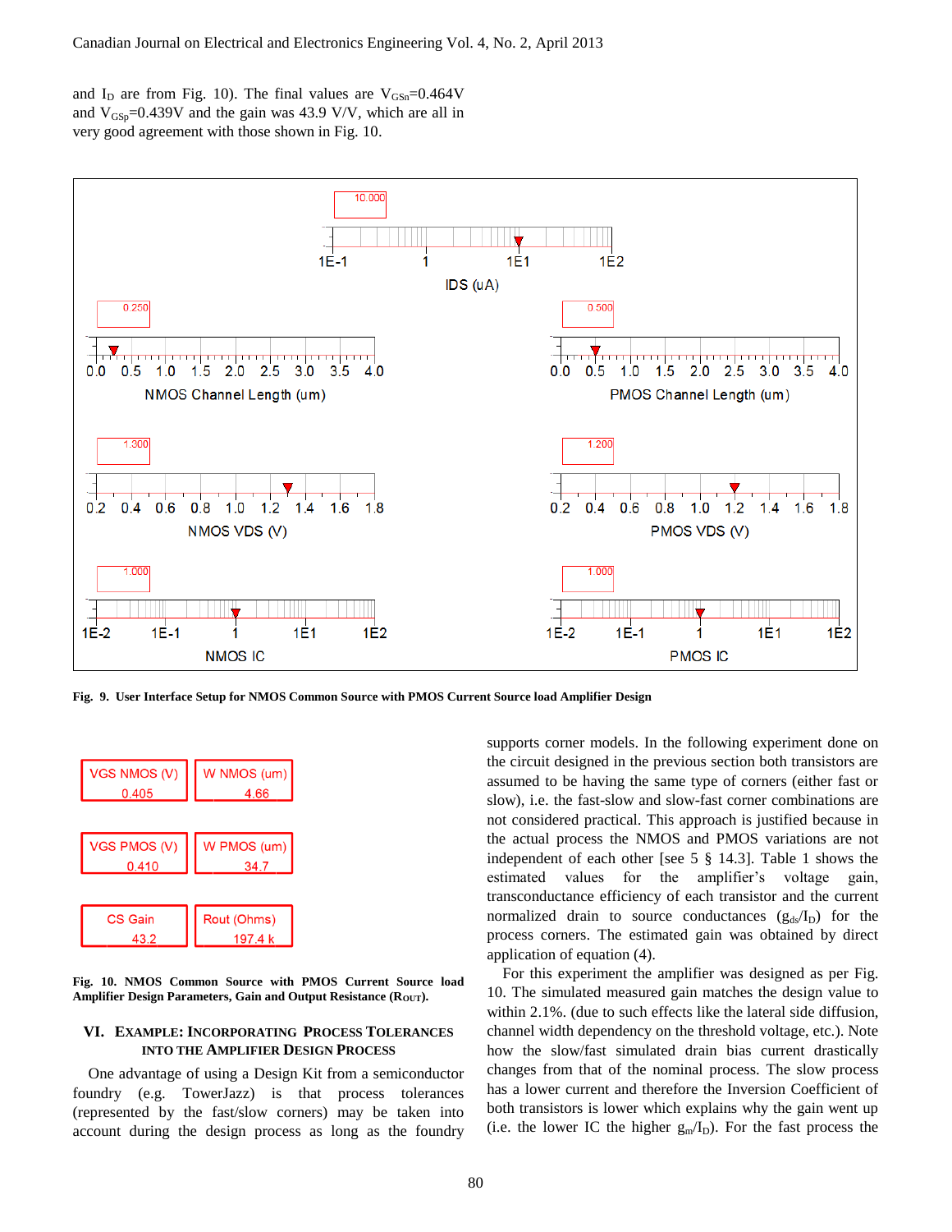and $I_D$ are from Fig. 10). The final values are $V_{GSn}$=0.464V and $V_{GSp}$=0.439V and the gain was 43.9 V/V, which are all in very good agreement with those shown in Fig. 10.

IDS (uA): 10.000

NMOS Channel Length (um): 0.250

PMOS Channel Length (um): 0.500

NMOS VDS (V): 1.300

PMOS VDS (V): 1.200

NMOS IC: 1.000

PMOS IC: 1.000

**Fig. 9. User Interface Setup for NMOS Common Source with PMOS Current Source load Amplifier Design**

| VGS NMOS (V) | W NMOS (um) |
|---|---|
| 0.405 | 4.66 |
| **VGS PMOS (V)** | **W PMOS (um)** |
| 0.410 | 34.7 |
| **CS Gain** | **Rout (Ohms)** |
| 43.2 | 197.4 k |

**Fig. 10. NMOS Common Source with PMOS Current Source load Amplifier Design Parameters, Gain and Output Resistance ($R_{OUT}$).**

## VI. Example: Incorporating Process Tolerances into the Amplifier Design Process

One advantage of using a Design Kit from a semiconductor foundry (e.g. TowerJazz) is that process tolerances (represented by the fast/slow corners) may be taken into account during the design process as long as the foundry supports corner models. In the following experiment done on the circuit designed in the previous section both transistors are assumed to be having the same type of corners (either fast or slow), i.e. the fast-slow and slow-fast corner combinations are not considered practical. This approach is justified because in the actual process the NMOS and PMOS variations are not independent of each other [see 5 § 14.3]. Table 1 shows the estimated values for the amplifier's voltage gain, transconductance efficiency of each transistor and the current normalized drain to source conductances ($g_{ds}/I_D$) for the process corners. The estimated gain was obtained by direct application of equation (4).

For this experiment the amplifier was designed as per Fig. 10. The simulated measured gain matches the design value to within 2.1%. (due to such effects like the lateral side diffusion, channel width dependency on the threshold voltage, etc.). Note how the slow/fast simulated drain bias current drastically changes from that of the nominal process. The slow process has a lower current and therefore the Inversion Coefficient of both transistors is lower which explains why the gain went up (i.e. the lower IC the higher $g_m/I_D$). For the fast process the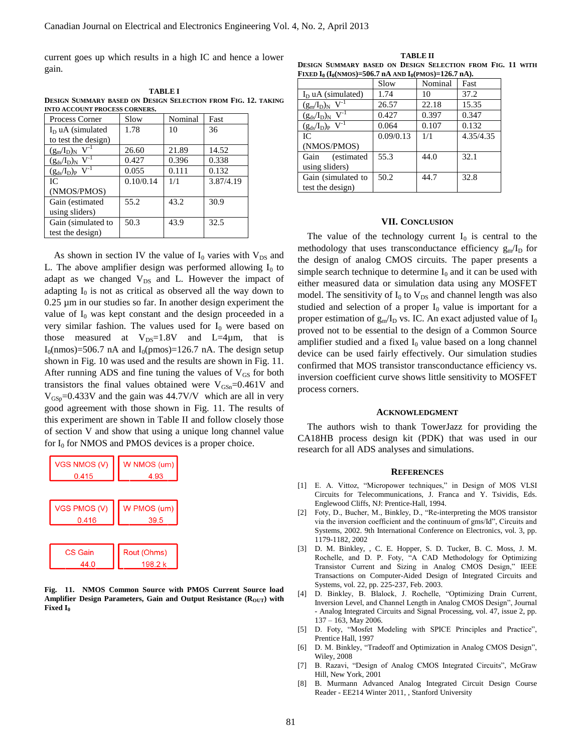current goes up which results in a high IC and hence a lower gain.

**TABLE I**
**DESIGN SUMMARY BASED ON DESIGN SELECTION FROM FIG. 12. TAKING INTO ACCOUNT PROCESS CORNERS.**

| Process Corner | Slow | Nominal | Fast |
|---|---|---|---|
| $I_D$ uA (simulated to test the design) | 1.78 | 10 | 36 |
| $(g_m/I_D)_N$ $V^{-1}$ | 26.60 | 21.89 | 14.52 |
| $(g_{ds}/I_D)_N$ $V^{-1}$ | 0.427 | 0.396 | 0.338 |
| $(g_{ds}/I_D)_P$ $V^{-1}$ | 0.055 | 0.111 | 0.132 |
| IC (NMOS/PMOS) | 0.10/0.14 | 1/1 | 3.87/4.19 |
| Gain (estimated using sliders) | 55.2 | 43.2 | 30.9 |
| Gain (simulated to test the design) | 50.3 | 43.9 | 32.5 |

As shown in section IV the value of $I_0$ varies with $V_{DS}$ and L. The above amplifier design was performed allowing $I_0$ to adapt as we changed $V_{DS}$ and L. However the impact of adapting $I_0$ is not as critical as observed all the way down to 0.25 µm in our studies so far. In another design experiment the value of $I_0$ was kept constant and the design proceeded in a very similar fashion. The values used for $I_0$ were based on those measured at $V_{DS}$=1.8V and L=4µm, that is $I_0$(nmos)=506.7 nA and $I_0$(pmos)=126.7 nA. The design setup shown in Fig. 10 was used and the results are shown in Fig. 11. After running ADS and fine tuning the values of $V_{GS}$ for both transistors the final values obtained were $V_{GSn}$=0.461V and $V_{GSp}$=0.433V and the gain was 44.7V/V which are all in very good agreement with those shown in Fig. 11. The results of this experiment are shown in Table II and follow closely those of section V and show that using a unique long channel value for $I_0$ for NMOS and PMOS devices is a proper choice.

| VGS NMOS (V) | W NMOS (um) |
|---|---|
| 0.415 | 4.93 |

| VGS PMOS (V) | W PMOS (um) |
|---|---|
| 0.416 | 39.5 |

| CS Gain | Rout (Ohms) |
|---|---|
| 44.0 | 198.2 k |

**Fig. 11. NMOS Common Source with PMOS Current Source load Amplifier Design Parameters, Gain and Output Resistance ($R_{OUT}$) with Fixed $I_0$**

**TABLE II**
**DESIGN SUMMARY BASED ON DESIGN SELECTION FROM FIG. 11 WITH FIXED $I_0$ ($I_0$(NMOS)=506.7 nA AND $I_0$(PMOS)=126.7 nA).**

| | Slow | Nominal | Fast |
|---|---|---|---|
| $I_D$ uA (simulated) | 1.74 | 10 | 37.2 |
| $(g_m/I_D)_N$ $V^{-1}$ | 26.57 | 22.18 | 15.35 |
| $(g_{ds}/I_D)_N$ $V^{-1}$ | 0.427 | 0.397 | 0.347 |
| $(g_{ds}/I_D)_P$ $V^{-1}$ | 0.064 | 0.107 | 0.132 |
| IC (NMOS/PMOS) | 0.09/0.13 | 1/1 | 4.35/4.35 |
| Gain (estimated using sliders) | 55.3 | 44.0 | 32.1 |
| Gain (simulated to test the design) | 50.2 | 44.7 | 32.8 |

## VII. CONCLUSION

The value of the technology current $I_0$ is central to the methodology that uses transconductance efficiency $g_m/I_D$ for the design of analog CMOS circuits. The paper presents a simple search technique to determine $I_0$ and it can be used with either measured data or simulation data using any MOSFET model. The sensitivity of $I_0$ to $V_{DS}$ and channel length was also studied and selection of a proper $I_0$ value is important for a proper estimation of $g_m/I_D$ vs. IC. An exact adjusted value of $I_0$ proved not to be essential to the design of a Common Source amplifier studied and a fixed $I_0$ value based on a long channel device can be used fairly effectively. Our simulation studies confirmed that MOS transistor transconductance efficiency vs. inversion coefficient curve shows little sensitivity to MOSFET process corners.

## ACKNOWLEDGMENT

The authors wish to thank TowerJazz for providing the CA18HB process design kit (PDK) that was used in our research for all ADS analyses and simulations.

## REFERENCES

[1] E. A. Vittoz, "Micropower techniques," in Design of MOS VLSI Circuits for Telecommunications, J. Franca and Y. Tsividis, Eds. Englewood Cliffs, NJ: Prentice-Hall, 1994.

[2] Foty, D., Bucher, M., Binkley, D., "Re-interpreting the MOS transistor via the inversion coefficient and the continuum of gms/Id", Circuits and Systems, 2002. 9th International Conference on Electronics, vol. 3, pp. 1179-1182, 2002

[3] D. M. Binkley, , C. E. Hopper, S. D. Tucker, B. C. Moss, J. M. Rochelle, and D. P. Foty, "A CAD Methodology for Optimizing Transistor Current and Sizing in Analog CMOS Design," IEEE Transactions on Computer-Aided Design of Integrated Circuits and Systems, vol. 22, pp. 225-237, Feb. 2003.

[4] D. Binkley, B. Blalock, J. Rochelle, "Optimizing Drain Current, Inversion Level, and Channel Length in Analog CMOS Design", Journal - Analog Integrated Circuits and Signal Processing, vol. 47, issue 2, pp. 137 – 163, May 2006.

[5] D. Foty, "Mosfet Modeling with SPICE Principles and Practice", Prentice Hall, 1997

[6] D. M. Binkley, "Tradeoff and Optimization in Analog CMOS Design", Wiley, 2008

[7] B. Razavi, "Design of Analog CMOS Integrated Circuits", McGraw Hill, New York, 2001

[8] B. Murmann Advanced Analog Integrated Circuit Design Course Reader - EE214 Winter 2011, , Stanford University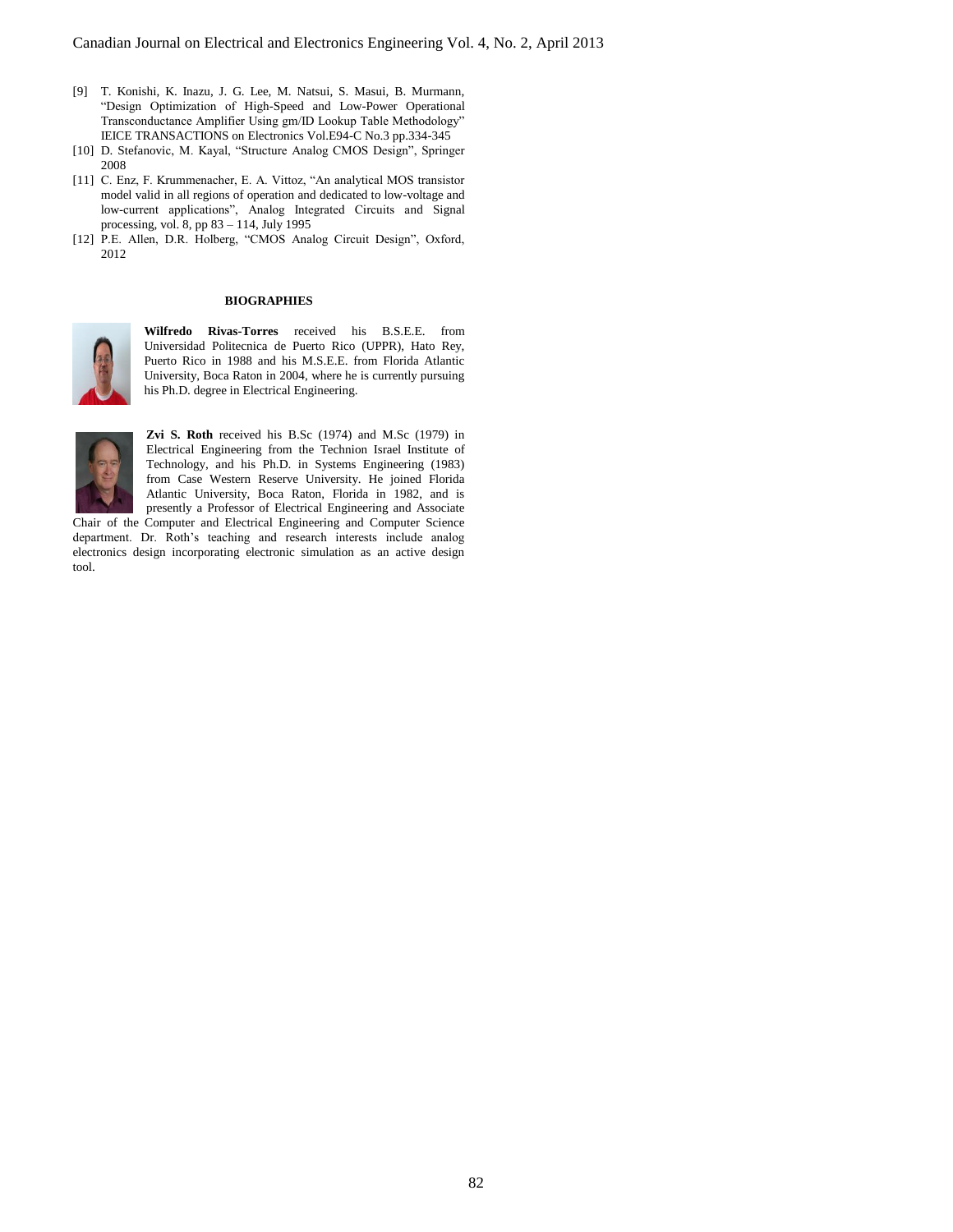[9] T. Konishi, K. Inazu, J. G. Lee, M. Natsui, S. Masui, B. Murmann, "Design Optimization of High-Speed and Low-Power Operational Transconductance Amplifier Using gm/ID Lookup Table Methodology" IEICE TRANSACTIONS on Electronics Vol.E94-C No.3 pp.334-345

[10] D. Stefanovic, M. Kayal, "Structure Analog CMOS Design", Springer 2008

[11] C. Enz, F. Krummenacher, E. A. Vittoz, "An analytical MOS transistor model valid in all regions of operation and dedicated to low-voltage and low-current applications", Analog Integrated Circuits and Signal processing, vol. 8, pp 83 – 114, July 1995

[12] P.E. Allen, D.R. Holberg, "CMOS Analog Circuit Design", Oxford, 2012

## BIOGRAPHIES

**Wilfredo Rivas-Torres** received his B.S.E.E. from Universidad Politecnica de Puerto Rico (UPPR), Hato Rey, Puerto Rico in 1988 and his M.S.E.E. from Florida Atlantic University, Boca Raton in 2004, where he is currently pursuing his Ph.D. degree in Electrical Engineering.

**Zvi S. Roth** received his B.Sc (1974) and M.Sc (1979) in Electrical Engineering from the Technion Israel Institute of Technology, and his Ph.D. in Systems Engineering (1983) from Case Western Reserve University. He joined Florida Atlantic University, Boca Raton, Florida in 1982, and is presently a Professor of Electrical Engineering and Associate Chair of the Computer and Electrical Engineering and Computer Science department. Dr. Roth's teaching and research interests include analog electronics design incorporating electronic simulation as an active design tool.